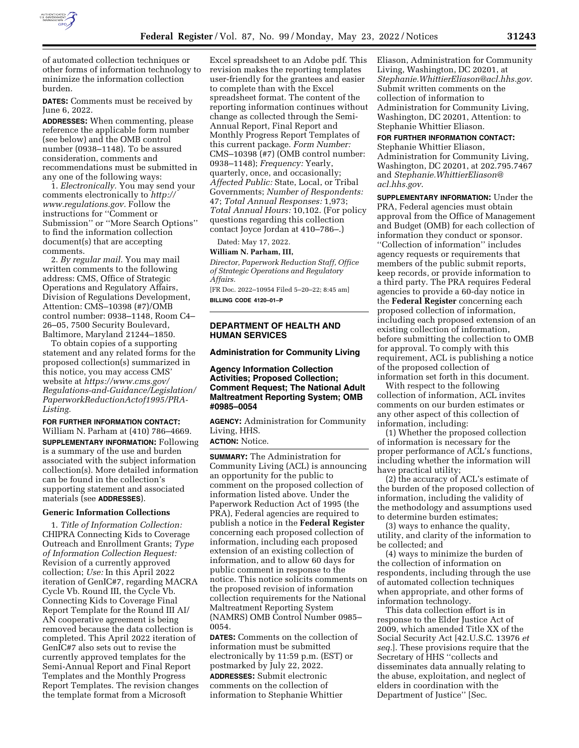of automated collection techniques or other forms of information technology to minimize the information collection burden.

**DATES:** Comments must be received by June 6, 2022.

**ADDRESSES:** When commenting, please reference the applicable form number (see below) and the OMB control number (0938–1148). To be assured consideration, comments and recommendations must be submitted in any one of the following ways:

1. *Electronically.* You may send your comments electronically to *http://www.regulations.gov.* Follow the instructions for ''Comment or Submission'' or ''More Search Options'' to find the information collection document(s) that are accepting comments.

2. *By regular mail.* You may mail written comments to the following address: CMS, Office of Strategic Operations and Regulatory Affairs, Division of Regulations Development, Attention: CMS–10398 (#7)/OMB control number: 0938–1148, Room C4–26–05, 7500 Security Boulevard, Baltimore, Maryland 21244–1850.

To obtain copies of a supporting statement and any related forms for the proposed collection(s) summarized in this notice, you may access CMS' website at *https://www.cms.gov/Regulations-and-Guidance/Legislation/PaperworkReductionActof1995/PRA-Listing.*

**FOR FURTHER INFORMATION CONTACT:** William N. Parham at (410) 786–4669.

**SUPPLEMENTARY INFORMATION:** Following is a summary of the use and burden associated with the subject information collection(s). More detailed information can be found in the collection's supporting statement and associated materials (see **ADDRESSES**).

### Generic Information Collections

1. *Title of Information Collection:* CHIPRA Connecting Kids to Coverage Outreach and Enrollment Grants; *Type of Information Collection Request:* Revision of a currently approved collection; *Use:* In this April 2022 iteration of GenIC#7, regarding MACRA Cycle Vb. Round III, the Cycle Vb. Connecting Kids to Coverage Final Report Template for the Round III AI/AN cooperative agreement is being removed because the data collection is completed. This April 2022 iteration of GenIC#7 also sets out to revise the currently approved templates for the Semi-Annual Report and Final Report Templates and the Monthly Progress Report Templates. The revision changes the template format from a Microsoft Excel spreadsheet to an Adobe pdf. This revision makes the reporting templates user-friendly for the grantees and easier to complete than with the Excel spreadsheet format. The content of the reporting information continues without change as collected through the Semi-Annual Report, Final Report and Monthly Progress Report Templates of this current package. *Form Number:* CMS–10398 (#7) (OMB control number: 0938–1148); *Frequency:* Yearly, quarterly, once, and occasionally; *Affected Public:* State, Local, or Tribal Governments; *Number of Respondents:* 47; *Total Annual Responses:* 1,973; *Total Annual Hours:* 10,102. (For policy questions regarding this collection contact Joyce Jordan at 410–786–.)

Dated: May 17, 2022.

**William N. Parham, III,**

*Director, Paperwork Reduction Staff, Office of Strategic Operations and Regulatory Affairs.*

[FR Doc. 2022–10954 Filed 5–20–22; 8:45 am]

**BILLING CODE 4120–01–P**

## DEPARTMENT OF HEALTH AND HUMAN SERVICES

### Administration for Community Living

### Agency Information Collection Activities; Proposed Collection; Comment Request; The National Adult Maltreatment Reporting System; OMB #0985–0054

**AGENCY:** Administration for Community Living, HHS.

**ACTION:** Notice.

**SUMMARY:** The Administration for Community Living (ACL) is announcing an opportunity for the public to comment on the proposed collection of information listed above. Under the Paperwork Reduction Act of 1995 (the PRA), Federal agencies are required to publish a notice in the **Federal Register** concerning each proposed collection of information, including each proposed extension of an existing collection of information, and to allow 60 days for public comment in response to the notice. This notice solicits comments on the proposed revision of information collection requirements for the National Maltreatment Reporting System (NAMRS) OMB Control Number 0985–0054.

**DATES:** Comments on the collection of information must be submitted electronically by 11:59 p.m. (EST) or postmarked by July 22, 2022.

**ADDRESSES:** Submit electronic comments on the collection of information to Stephanie Whittier Eliason, Administration for Community Living, Washington, DC 20201, at *Stephanie.WhittierEliason@acl.hhs.gov*. Submit written comments on the collection of information to Administration for Community Living, Washington, DC 20201, Attention: to Stephanie Whittier Eliason.

**FOR FURTHER INFORMATION CONTACT:** Stephanie Whittier Eliason, Administration for Community Living, Washington, DC 20201, at 202.795.7467 and *Stephanie.WhittierEliason@acl.hhs.gov*.

**SUPPLEMENTARY INFORMATION:** Under the PRA, Federal agencies must obtain approval from the Office of Management and Budget (OMB) for each collection of information they conduct or sponsor. ''Collection of information'' includes agency requests or requirements that members of the public submit reports, keep records, or provide information to a third party. The PRA requires Federal agencies to provide a 60-day notice in the **Federal Register** concerning each proposed collection of information, including each proposed extension of an existing collection of information, before submitting the collection to OMB for approval. To comply with this requirement, ACL is publishing a notice of the proposed collection of information set forth in this document.

With respect to the following collection of information, ACL invites comments on our burden estimates or any other aspect of this collection of information, including:

(1) Whether the proposed collection of information is necessary for the proper performance of ACL's functions, including whether the information will have practical utility;

(2) the accuracy of ACL's estimate of the burden of the proposed collection of information, including the validity of the methodology and assumptions used to determine burden estimates;

(3) ways to enhance the quality, utility, and clarity of the information to be collected; and

(4) ways to minimize the burden of the collection of information on respondents, including through the use of automated collection techniques when appropriate, and other forms of information technology.

This data collection effort is in response to the Elder Justice Act of 2009, which amended Title XX of the Social Security Act [42.U.S.C. 13976 *et seq.*]. These provisions require that the Secretary of HHS ''collects and disseminates data annually relating to the abuse, exploitation, and neglect of elders in coordination with the Department of Justice'' [Sec.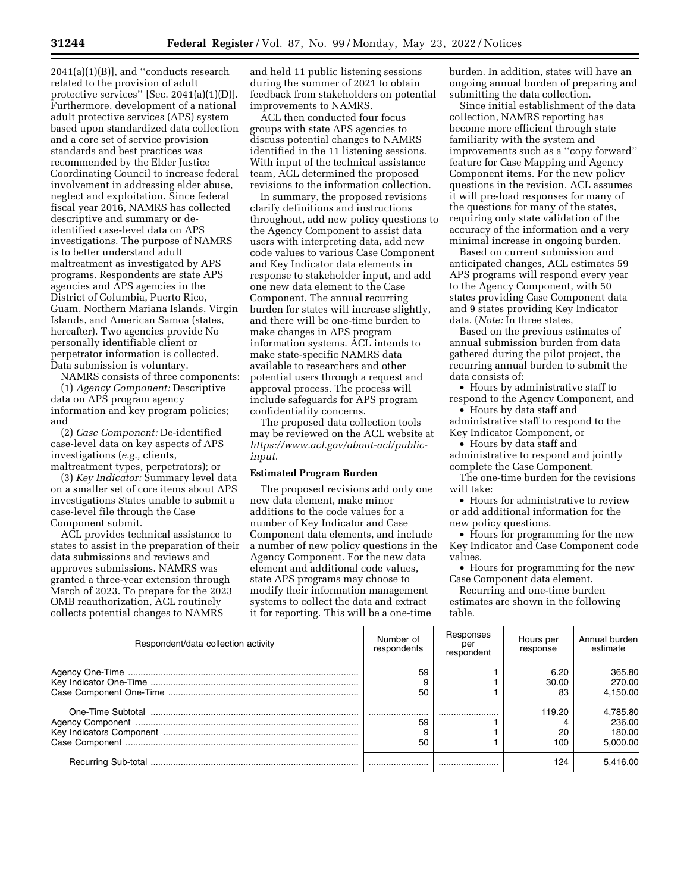2041(a)(1)(B)], and ''conducts research related to the provision of adult protective services'' [Sec. 2041(a)(1)(D)]. Furthermore, development of a national adult protective services (APS) system based upon standardized data collection and a core set of service provision standards and best practices was recommended by the Elder Justice Coordinating Council to increase federal involvement in addressing elder abuse, neglect and exploitation. Since federal fiscal year 2016, NAMRS has collected descriptive and summary or de-identified case-level data on APS investigations. The purpose of NAMRS is to better understand adult maltreatment as investigated by APS programs. Respondents are state APS agencies and APS agencies in the District of Columbia, Puerto Rico, Guam, Northern Mariana Islands, Virgin Islands, and American Samoa (states, hereafter). Two agencies provide No personally identifiable client or perpetrator information is collected. Data submission is voluntary.

NAMRS consists of three components:

(1) *Agency Component:* Descriptive data on APS program agency information and key program policies; and

(2) *Case Component:* De-identified case-level data on key aspects of APS investigations (*e.g.,* clients, maltreatment types, perpetrators); or

(3) *Key Indicator:* Summary level data on a smaller set of core items about APS investigations States unable to submit a case-level file through the Case Component submit.

ACL provides technical assistance to states to assist in the preparation of their data submissions and reviews and approves submissions. NAMRS was granted a three-year extension through March of 2023. To prepare for the 2023 OMB reauthorization, ACL routinely collects potential changes to NAMRS and held 11 public listening sessions during the summer of 2021 to obtain feedback from stakeholders on potential improvements to NAMRS.

ACL then conducted four focus groups with state APS agencies to discuss potential changes to NAMRS identified in the 11 listening sessions. With input of the technical assistance team, ACL determined the proposed revisions to the information collection.

In summary, the proposed revisions clarify definitions and instructions throughout, add new policy questions to the Agency Component to assist data users with interpreting data, add new code values to various Case Component and Key Indicator data elements in response to stakeholder input, and add one new data element to the Case Component. The annual recurring burden for states will increase slightly, and there will be one-time burden to make changes in APS program information systems. ACL intends to make state-specific NAMRS data available to researchers and other potential users through a request and approval process. The process will include safeguards for APS program confidentiality concerns.

The proposed data collection tools may be reviewed on the ACL website at *https://www.acl.gov/about-acl/public-input.*

**Estimated Program Burden**

The proposed revisions add only one new data element, make minor additions to the code values for a number of Key Indicator and Case Component data elements, and include a number of new policy questions in the Agency Component. For the new data element and additional code values, state APS programs may choose to modify their information management systems to collect the data and extract it for reporting. This will be a one-time burden. In addition, states will have an ongoing annual burden of preparing and submitting the data collection.

Since initial establishment of the data collection, NAMRS reporting has become more efficient through state familiarity with the system and improvements such as a ''copy forward'' feature for Case Mapping and Agency Component items. For the new policy questions in the revision, ACL assumes it will pre-load responses for many of the questions for many of the states, requiring only state validation of the accuracy of the information and a very minimal increase in ongoing burden.

Based on current submission and anticipated changes, ACL estimates 59 APS programs will respond every year to the Agency Component, with 50 states providing Case Component data and 9 states providing Key Indicator data. (*Note:* In three states,

Based on the previous estimates of annual submission burden from data gathered during the pilot project, the recurring annual burden to submit the data consists of:

- Hours by administrative staff to respond to the Agency Component, and
- Hours by data staff and administrative staff to respond to the Key Indicator Component, or
- Hours by data staff and administrative to respond and jointly complete the Case Component.

The one-time burden for the revisions will take:

- Hours for administrative to review or add additional information for the new policy questions.
- Hours for programming for the new Key Indicator and Case Component code values.
- Hours for programming for the new Case Component data element.

Recurring and one-time burden estimates are shown in the following table.

| Respondent/data collection activity | Number of respondents | Responses per respondent | Hours per response | Annual burden estimate |
|---|---|---|---|---|
| Agency One-Time | 59 | 1 | 6.20 | 365.80 |
| Key Indicator One-Time | 9 | 1 | 30.00 | 270.00 |
| Case Component One-Time | 50 | 1 | 83 | 4,150.00 |
| One-Time Subtotal | | | 119.20 | 4,785.80 |
| Agency Component | 59 | 1 | 4 | 236.00 |
| Key Indicators Component | 9 | 1 | 20 | 180.00 |
| Case Component | 50 | 1 | 100 | 5,000.00 |
| Recurring Sub-total | | | 124 | 5,416.00 |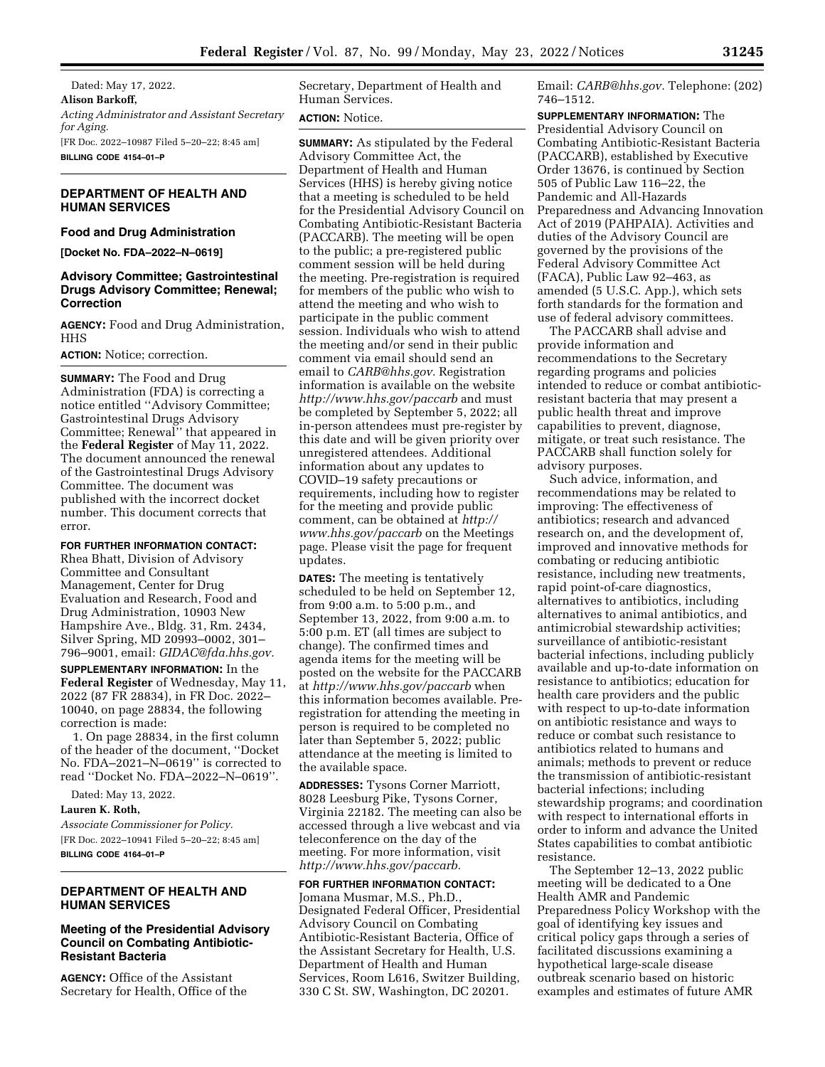Dated: May 17, 2022.

**Alison Barkoff,**

*Acting Administrator and Assistant Secretary for Aging.*

[FR Doc. 2022–10987 Filed 5–20–22; 8:45 am]

**BILLING CODE 4154–01–P**

## DEPARTMENT OF HEALTH AND HUMAN SERVICES

### Food and Drug Administration

**[Docket No. FDA–2022–N–0619]**

### Advisory Committee; Gastrointestinal Drugs Advisory Committee; Renewal; Correction

**AGENCY:** Food and Drug Administration, HHS

**ACTION:** Notice; correction.

**SUMMARY:** The Food and Drug Administration (FDA) is correcting a notice entitled ''Advisory Committee; Gastrointestinal Drugs Advisory Committee; Renewal'' that appeared in the **Federal Register** of May 11, 2022. The document announced the renewal of the Gastrointestinal Drugs Advisory Committee. The document was published with the incorrect docket number. This document corrects that error.

**FOR FURTHER INFORMATION CONTACT:** Rhea Bhatt, Division of Advisory Committee and Consultant Management, Center for Drug Evaluation and Research, Food and Drug Administration, 10903 New Hampshire Ave., Bldg. 31, Rm. 2434, Silver Spring, MD 20993–0002, 301–796–9001, email: *GIDAC@fda.hhs.gov.*

**SUPPLEMENTARY INFORMATION:** In the **Federal Register** of Wednesday, May 11, 2022 (87 FR 28834), in FR Doc. 2022–10040, on page 28834, the following correction is made:

1. On page 28834, in the first column of the header of the document, ''Docket No. FDA–2021–N–0619'' is corrected to read ''Docket No. FDA–2022–N–0619''.

Dated: May 13, 2022.

**Lauren K. Roth,**

*Associate Commissioner for Policy.*

[FR Doc. 2022–10941 Filed 5–20–22; 8:45 am]

**BILLING CODE 4164–01–P**

## DEPARTMENT OF HEALTH AND HUMAN SERVICES

### Meeting of the Presidential Advisory Council on Combating Antibiotic-Resistant Bacteria

**AGENCY:** Office of the Assistant Secretary for Health, Office of the Secretary, Department of Health and Human Services.

**ACTION:** Notice.

**SUMMARY:** As stipulated by the Federal Advisory Committee Act, the Department of Health and Human Services (HHS) is hereby giving notice that a meeting is scheduled to be held for the Presidential Advisory Council on Combating Antibiotic-Resistant Bacteria (PACCARB). The meeting will be open to the public; a pre-registered public comment session will be held during the meeting. Pre-registration is required for members of the public who wish to attend the meeting and who wish to participate in the public comment session. Individuals who wish to attend the meeting and/or send in their public comment via email should send an email to *CARB@hhs.gov.* Registration information is available on the website *http://www.hhs.gov/paccarb* and must be completed by September 5, 2022; all in-person attendees must pre-register by this date and will be given priority over unregistered attendees. Additional information about any updates to COVID–19 safety precautions or requirements, including how to register for the meeting and provide public comment, can be obtained at *http://www.hhs.gov/paccarb* on the Meetings page. Please visit the page for frequent updates.

**DATES:** The meeting is tentatively scheduled to be held on September 12, from 9:00 a.m. to 5:00 p.m., and September 13, 2022, from 9:00 a.m. to 5:00 p.m. ET (all times are subject to change). The confirmed times and agenda items for the meeting will be posted on the website for the PACCARB at *http://www.hhs.gov/paccarb* when this information becomes available. Pre-registration for attending the meeting in person is required to be completed no later than September 5, 2022; public attendance at the meeting is limited to the available space.

**ADDRESSES:** Tysons Corner Marriott, 8028 Leesburg Pike, Tysons Corner, Virginia 22182. The meeting can also be accessed through a live webcast and via teleconference on the day of the meeting. For more information, visit *http://www.hhs.gov/paccarb.*

**FOR FURTHER INFORMATION CONTACT:** Jomana Musmar, M.S., Ph.D., Designated Federal Officer, Presidential Advisory Council on Combating Antibiotic-Resistant Bacteria, Office of the Assistant Secretary for Health, U.S. Department of Health and Human Services, Room L616, Switzer Building, 330 C St. SW, Washington, DC 20201. Email: *CARB@hhs.gov.* Telephone: (202) 746–1512.

**SUPPLEMENTARY INFORMATION:** The Presidential Advisory Council on Combating Antibiotic-Resistant Bacteria (PACCARB), established by Executive Order 13676, is continued by Section 505 of Public Law 116–22, the Pandemic and All-Hazards Preparedness and Advancing Innovation Act of 2019 (PAHPAIA). Activities and duties of the Advisory Council are governed by the provisions of the Federal Advisory Committee Act (FACA), Public Law 92–463, as amended (5 U.S.C. App.), which sets forth standards for the formation and use of federal advisory committees.

The PACCARB shall advise and provide information and recommendations to the Secretary regarding programs and policies intended to reduce or combat antibiotic-resistant bacteria that may present a public health threat and improve capabilities to prevent, diagnose, mitigate, or treat such resistance. The PACCARB shall function solely for advisory purposes.

Such advice, information, and recommendations may be related to improving: The effectiveness of antibiotics; research and advanced research on, and the development of, improved and innovative methods for combating or reducing antibiotic resistance, including new treatments, rapid point-of-care diagnostics, alternatives to antibiotics, including alternatives to animal antibiotics, and antimicrobial stewardship activities; surveillance of antibiotic-resistant bacterial infections, including publicly available and up-to-date information on resistance to antibiotics; education for health care providers and the public with respect to up-to-date information on antibiotic resistance and ways to reduce or combat such resistance to antibiotics related to humans and animals; methods to prevent or reduce the transmission of antibiotic-resistant bacterial infections; including stewardship programs; and coordination with respect to international efforts in order to inform and advance the United States capabilities to combat antibiotic resistance.

The September 12–13, 2022 public meeting will be dedicated to a One Health AMR and Pandemic Preparedness Policy Workshop with the goal of identifying key issues and critical policy gaps through a series of facilitated discussions examining a hypothetical large-scale disease outbreak scenario based on historic examples and estimates of future AMR